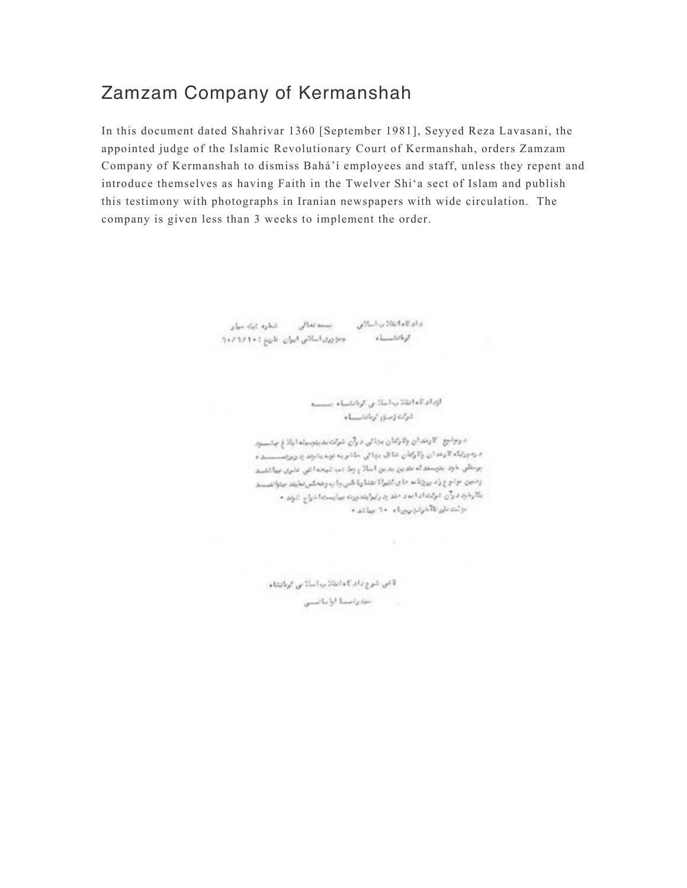# Zamzam Company of Kermanshah

In this document dated Shahrivar 1360 [September 1981], Seyyed Reza Lavasani, the appointed judge of the Islamic Revolutionary Court of Kermanshah, orders Zamzam Company of Kermanshah to dismiss Bahá'í employees and staff, unless they repent and introduce themselves as having Faith in the Twelver Shi'a sect of Islam and publish this testimony with photographs in Iranian newspapers with wide circulation. The company is given less than 3 weeks to implement the order.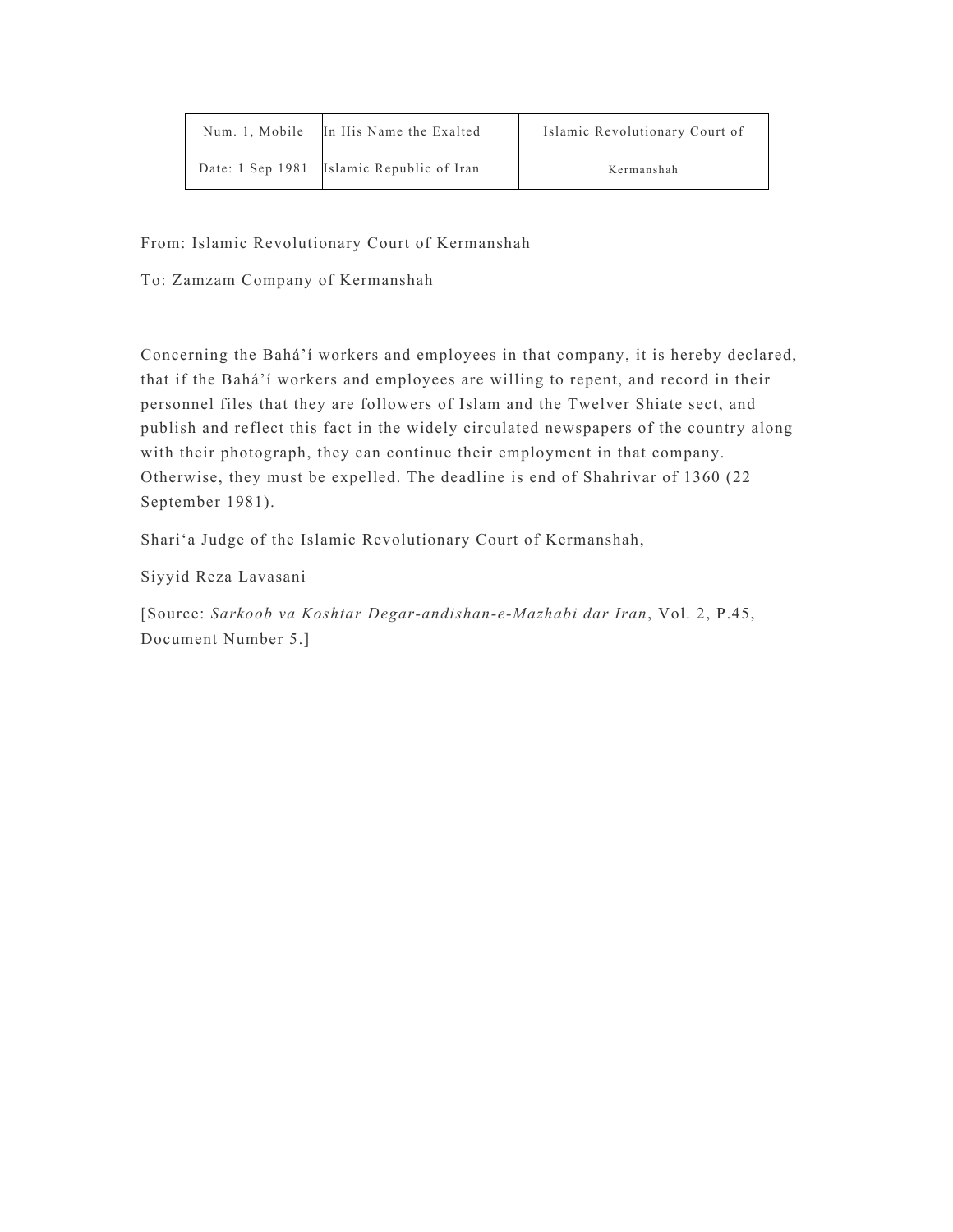| | | |
|---|---|---|
| Num. 1, Mobile | In His Name the Exalted | Islamic Revolutionary Court of |
| Date: 1 Sep 1981 | Islamic Republic of Iran | Kermanshah |

From: Islamic Revolutionary Court of Kermanshah

To: Zamzam Company of Kermanshah

Concerning the Bahá'í workers and employees in that company, it is hereby declared, that if the Bahá'í workers and employees are willing to repent, and record in their personnel files that they are followers of Islam and the Twelver Shiate sect, and publish and reflect this fact in the widely circulated newspapers of the country along with their photograph, they can continue their employment in that company. Otherwise, they must be expelled. The deadline is end of Shahrivar of 1360 (22 September 1981).

Shari'a Judge of the Islamic Revolutionary Court of Kermanshah,

Siyyid Reza Lavasani

[Source: *Sarkoob va Koshtar Degar-andishan-e-Mazhabi dar Iran*, Vol. 2, P.45, Document Number 5.]